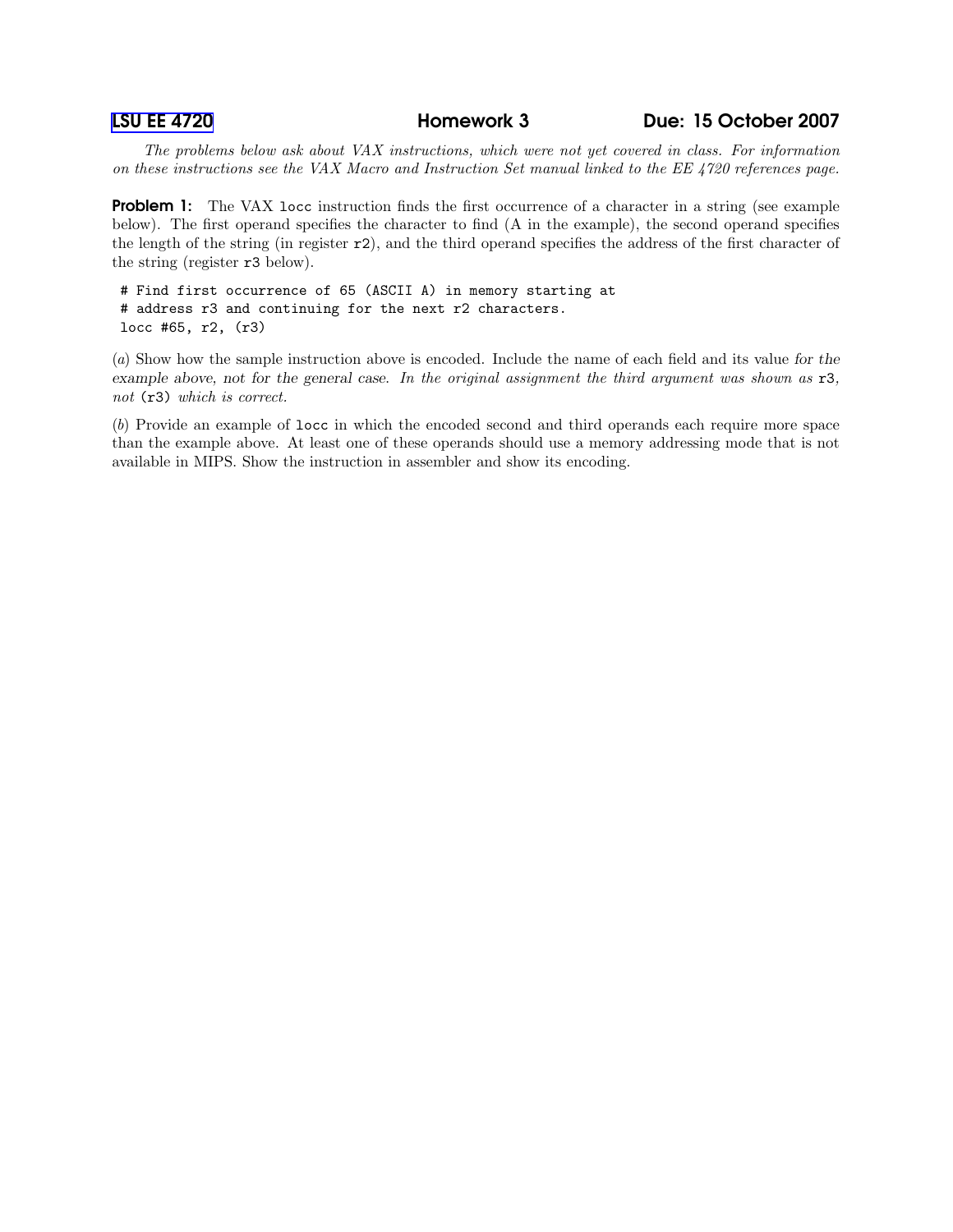LSU EE 4720 **Homework 3** **Due: 15 October 2007**

*The problems below ask about VAX instructions, which were not yet covered in class. For information on these instructions see the VAX Macro and Instruction Set manual linked to the EE 4720 references page.*

**Problem 1:** The VAX `locc` instruction finds the first occurrence of a character in a string (see example below). The first operand specifies the character to find (A in the example), the second operand specifies the length of the string (in register `r2`), and the third operand specifies the address of the first character of the string (register `r3` below).

```
# Find first occurrence of 65 (ASCII A) in memory starting at
# address r3 and continuing for the next r2 characters.
locc #65, r2, (r3)
```

(*a*) Show how the sample instruction above is encoded. Include the name of each field and its value *for the example above, not for the general case. In the original assignment the third argument was shown as* `r3`*, not* `(r3)` *which is correct.*

(*b*) Provide an example of `locc` in which the encoded second and third operands each require more space than the example above. At least one of these operands should use a memory addressing mode that is not available in MIPS. Show the instruction in assembler and show its encoding.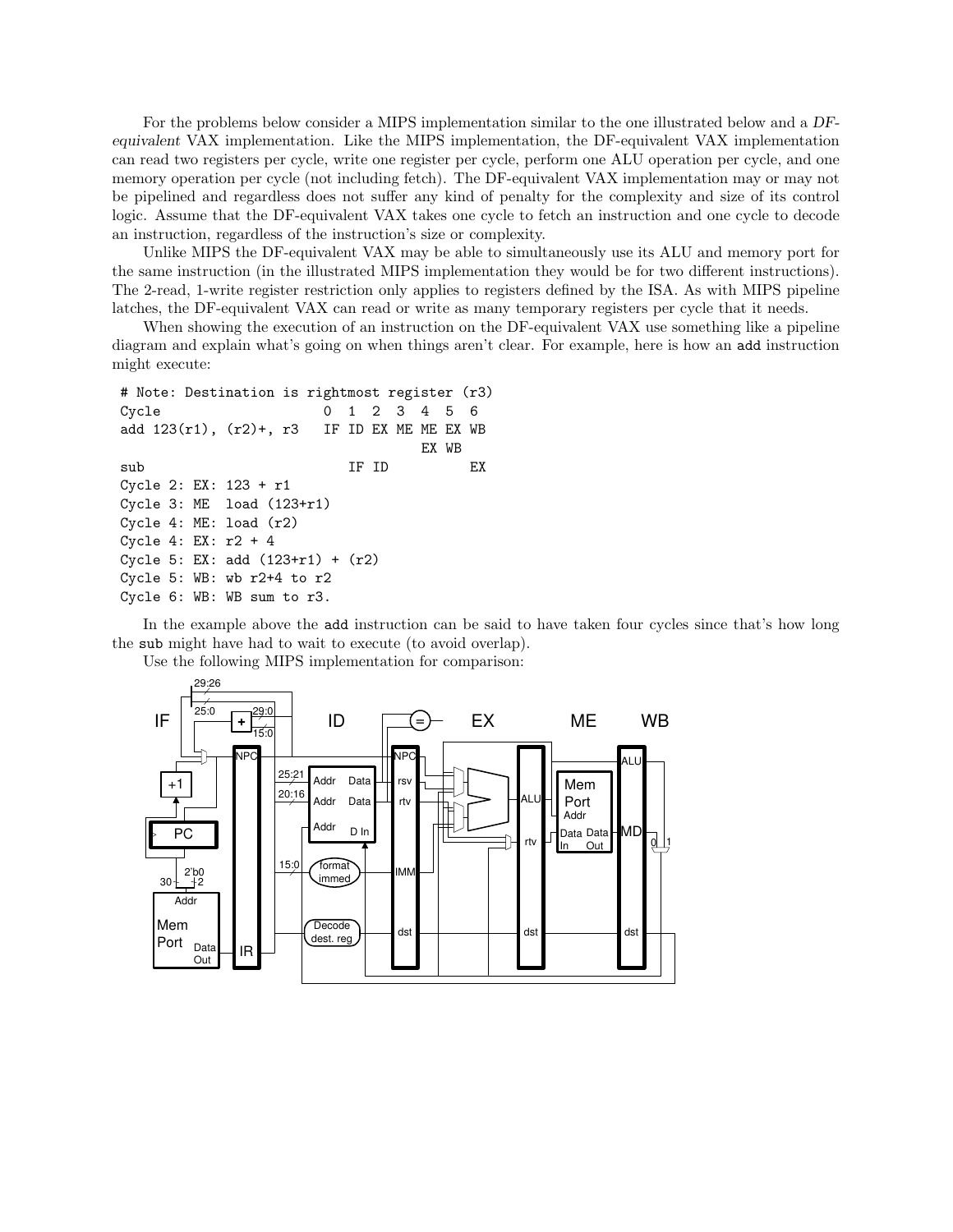For the problems below consider a MIPS implementation similar to the one illustrated below and a *DF-equivalent* VAX implementation. Like the MIPS implementation, the DF-equivalent VAX implementation can read two registers per cycle, write one register per cycle, perform one ALU operation per cycle, and one memory operation per cycle (not including fetch). The DF-equivalent VAX implementation may or may not be pipelined and regardless does not suffer any kind of penalty for the complexity and size of its control logic. Assume that the DF-equivalent VAX takes one cycle to fetch an instruction and one cycle to decode an instruction, regardless of the instruction's size or complexity.

Unlike MIPS the DF-equivalent VAX may be able to simultaneously use its ALU and memory port for the same instruction (in the illustrated MIPS implementation they would be for two different instructions). The 2-read, 1-write register restriction only applies to registers defined by the ISA. As with MIPS pipeline latches, the DF-equivalent VAX can read or write as many temporary registers per cycle that it needs.

When showing the execution of an instruction on the DF-equivalent VAX use something like a pipeline diagram and explain what's going on when things aren't clear. For example, here is how an add instruction might execute:

```
# Note: Destination is rightmost register (r3)
Cycle                     0  1  2  3  4  5  6
add 123(r1), (r2)+, r3    IF ID EX ME ME EX WB
                                      EX WB
sub                          IF ID          EX
Cycle 2: EX: 123 + r1
Cycle 3: ME  load (123+r1)
Cycle 4: ME: load (r2)
Cycle 4: EX: r2 + 4
Cycle 5: EX: add (123+r1) + (r2)
Cycle 5: WB: wb r2+4 to r2
Cycle 6: WB: WB sum to r3.
```

In the example above the add instruction can be said to have taken four cycles since that's how long the sub might have had to wait to execute (to avoid overlap).

Use the following MIPS implementation for comparison: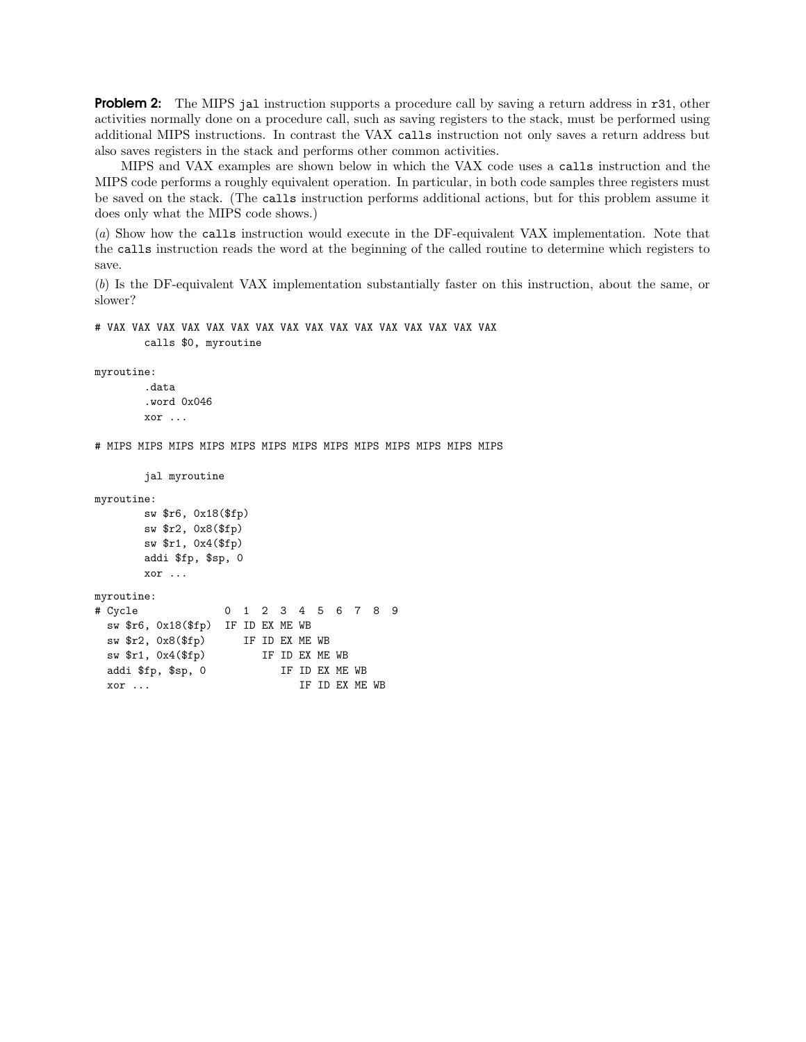**Problem 2:** The MIPS `jal` instruction supports a procedure call by saving a return address in `r31`, other activities normally done on a procedure call, such as saving registers to the stack, must be performed using additional MIPS instructions. In contrast the VAX `calls` instruction not only saves a return address but also saves registers in the stack and performs other common activities.

MIPS and VAX examples are shown below in which the VAX code uses a `calls` instruction and the MIPS code performs a roughly equivalent operation. In particular, in both code samples three registers must be saved on the stack. (The `calls` instruction performs additional actions, but for this problem assume it does only what the MIPS code shows.)

(*a*) Show how the `calls` instruction would execute in the DF-equivalent VAX implementation. Note that the `calls` instruction reads the word at the beginning of the called routine to determine which registers to save.

(*b*) Is the DF-equivalent VAX implementation substantially faster on this instruction, about the same, or slower?

```
# VAX VAX VAX VAX VAX VAX VAX VAX VAX VAX VAX VAX VAX VAX VAX VAX
        calls $0, myroutine

myroutine:
        .data
        .word 0x046
        xor ...

# MIPS MIPS MIPS MIPS MIPS MIPS MIPS MIPS MIPS MIPS MIPS MIPS MIPS

        jal myroutine

myroutine:
        sw $r6, 0x18($fp)
        sw $r2, 0x8($fp)
        sw $r1, 0x4($fp)
        addi $fp, $sp, 0
        xor ...

myroutine:
# Cycle              0  1  2  3  4  5  6  7  8  9
  sw $r6, 0x18($fp)  IF ID EX ME WB
  sw $r2, 0x8($fp)      IF ID EX ME WB
  sw $r1, 0x4($fp)         IF ID EX ME WB
  addi $fp, $sp, 0            IF ID EX ME WB
  xor ...                        IF ID EX ME WB
```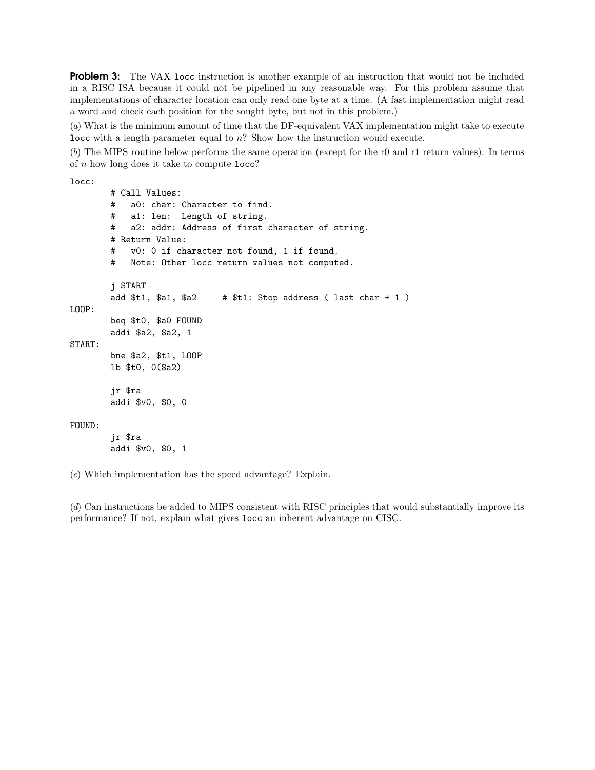**Problem 3:** The VAX `locc` instruction is another example of an instruction that would not be included in a RISC ISA because it could not be pipelined in any reasonable way. For this problem assume that implementations of character location can only read one byte at a time. (A fast implementation might read a word and check each position for the sought byte, but not in this problem.)

(*a*) What is the minimum amount of time that the DF-equivalent VAX implementation might take to execute `locc` with a length parameter equal to $n$? Show how the instruction would execute.

(*b*) The MIPS routine below performs the same operation (except for the r0 and r1 return values). In terms of $n$ how long does it take to compute `locc`?

```
locc:
        # Call Values:
        #   a0: char: Character to find.
        #   a1: len:  Length of string.
        #   a2: addr: Address of first character of string.
        # Return Value:
        #   v0: 0 if character not found, 1 if found.
        #   Note: Other locc return values not computed.

        j START
        add $t1, $a1, $a2     # $t1: Stop address ( last char + 1 )
LOOP:
        beq $t0, $a0 FOUND
        addi $a2, $a2, 1
START:
        bne $a2, $t1, LOOP
        lb $t0, 0($a2)

        jr $ra
        addi $v0, $0, 0

FOUND:
        jr $ra
        addi $v0, $0, 1
```

(*c*) Which implementation has the speed advantage? Explain.

(*d*) Can instructions be added to MIPS consistent with RISC principles that would substantially improve its performance? If not, explain what gives `locc` an inherent advantage on CISC.